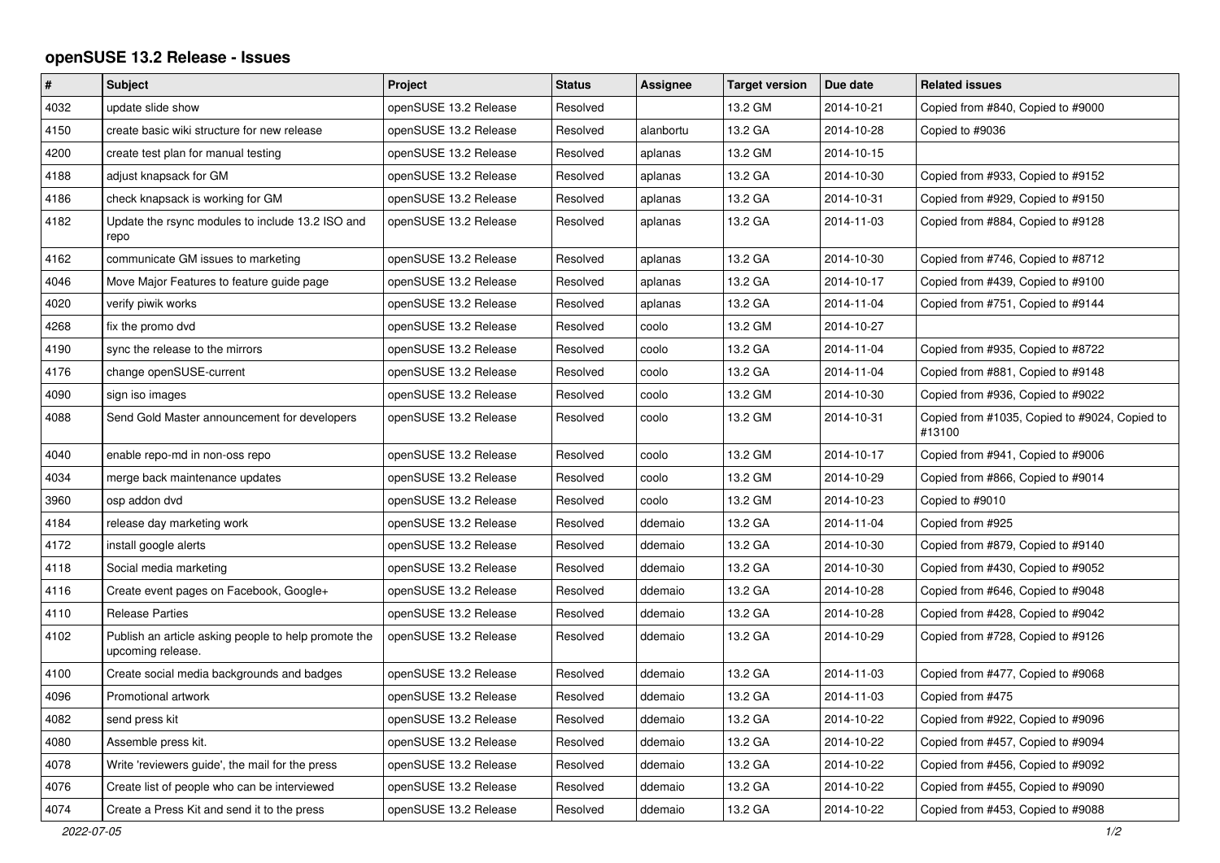# openSUSE 13.2 Release - Issues

| # | Subject | Project | Status | Assignee | Target version | Due date | Related issues |
|---|---|---|---|---|---|---|---|
| 4032 | update slide show | openSUSE 13.2 Release | Resolved | | 13.2 GM | 2014-10-21 | Copied from #840, Copied to #9000 |
| 4150 | create basic wiki structure for new release | openSUSE 13.2 Release | Resolved | alanbortu | 13.2 GA | 2014-10-28 | Copied to #9036 |
| 4200 | create test plan for manual testing | openSUSE 13.2 Release | Resolved | aplanas | 13.2 GM | 2014-10-15 | |
| 4188 | adjust knapsack for GM | openSUSE 13.2 Release | Resolved | aplanas | 13.2 GA | 2014-10-30 | Copied from #933, Copied to #9152 |
| 4186 | check knapsack is working for GM | openSUSE 13.2 Release | Resolved | aplanas | 13.2 GA | 2014-10-31 | Copied from #929, Copied to #9150 |
| 4182 | Update the rsync modules to include 13.2 ISO and repo | openSUSE 13.2 Release | Resolved | aplanas | 13.2 GA | 2014-11-03 | Copied from #884, Copied to #9128 |
| 4162 | communicate GM issues to marketing | openSUSE 13.2 Release | Resolved | aplanas | 13.2 GA | 2014-10-30 | Copied from #746, Copied to #8712 |
| 4046 | Move Major Features to feature guide page | openSUSE 13.2 Release | Resolved | aplanas | 13.2 GA | 2014-10-17 | Copied from #439, Copied to #9100 |
| 4020 | verify piwik works | openSUSE 13.2 Release | Resolved | aplanas | 13.2 GA | 2014-11-04 | Copied from #751, Copied to #9144 |
| 4268 | fix the promo dvd | openSUSE 13.2 Release | Resolved | coolo | 13.2 GM | 2014-10-27 | |
| 4190 | sync the release to the mirrors | openSUSE 13.2 Release | Resolved | coolo | 13.2 GA | 2014-11-04 | Copied from #935, Copied to #8722 |
| 4176 | change openSUSE-current | openSUSE 13.2 Release | Resolved | coolo | 13.2 GA | 2014-11-04 | Copied from #881, Copied to #9148 |
| 4090 | sign iso images | openSUSE 13.2 Release | Resolved | coolo | 13.2 GM | 2014-10-30 | Copied from #936, Copied to #9022 |
| 4088 | Send Gold Master announcement for developers | openSUSE 13.2 Release | Resolved | coolo | 13.2 GM | 2014-10-31 | Copied from #1035, Copied to #9024, Copied to #13100 |
| 4040 | enable repo-md in non-oss repo | openSUSE 13.2 Release | Resolved | coolo | 13.2 GM | 2014-10-17 | Copied from #941, Copied to #9006 |
| 4034 | merge back maintenance updates | openSUSE 13.2 Release | Resolved | coolo | 13.2 GM | 2014-10-29 | Copied from #866, Copied to #9014 |
| 3960 | osp addon dvd | openSUSE 13.2 Release | Resolved | coolo | 13.2 GM | 2014-10-23 | Copied to #9010 |
| 4184 | release day marketing work | openSUSE 13.2 Release | Resolved | ddemaio | 13.2 GA | 2014-11-04 | Copied from #925 |
| 4172 | install google alerts | openSUSE 13.2 Release | Resolved | ddemaio | 13.2 GA | 2014-10-30 | Copied from #879, Copied to #9140 |
| 4118 | Social media marketing | openSUSE 13.2 Release | Resolved | ddemaio | 13.2 GA | 2014-10-30 | Copied from #430, Copied to #9052 |
| 4116 | Create event pages on Facebook, Google+ | openSUSE 13.2 Release | Resolved | ddemaio | 13.2 GA | 2014-10-28 | Copied from #646, Copied to #9048 |
| 4110 | Release Parties | openSUSE 13.2 Release | Resolved | ddemaio | 13.2 GA | 2014-10-28 | Copied from #428, Copied to #9042 |
| 4102 | Publish an article asking people to help promote the upcoming release. | openSUSE 13.2 Release | Resolved | ddemaio | 13.2 GA | 2014-10-29 | Copied from #728, Copied to #9126 |
| 4100 | Create social media backgrounds and badges | openSUSE 13.2 Release | Resolved | ddemaio | 13.2 GA | 2014-11-03 | Copied from #477, Copied to #9068 |
| 4096 | Promotional artwork | openSUSE 13.2 Release | Resolved | ddemaio | 13.2 GA | 2014-11-03 | Copied from #475 |
| 4082 | send press kit | openSUSE 13.2 Release | Resolved | ddemaio | 13.2 GA | 2014-10-22 | Copied from #922, Copied to #9096 |
| 4080 | Assemble press kit. | openSUSE 13.2 Release | Resolved | ddemaio | 13.2 GA | 2014-10-22 | Copied from #457, Copied to #9094 |
| 4078 | Write 'reviewers guide', the mail for the press | openSUSE 13.2 Release | Resolved | ddemaio | 13.2 GA | 2014-10-22 | Copied from #456, Copied to #9092 |
| 4076 | Create list of people who can be interviewed | openSUSE 13.2 Release | Resolved | ddemaio | 13.2 GA | 2014-10-22 | Copied from #455, Copied to #9090 |
| 4074 | Create a Press Kit and send it to the press | openSUSE 13.2 Release | Resolved | ddemaio | 13.2 GA | 2014-10-22 | Copied from #453, Copied to #9088 |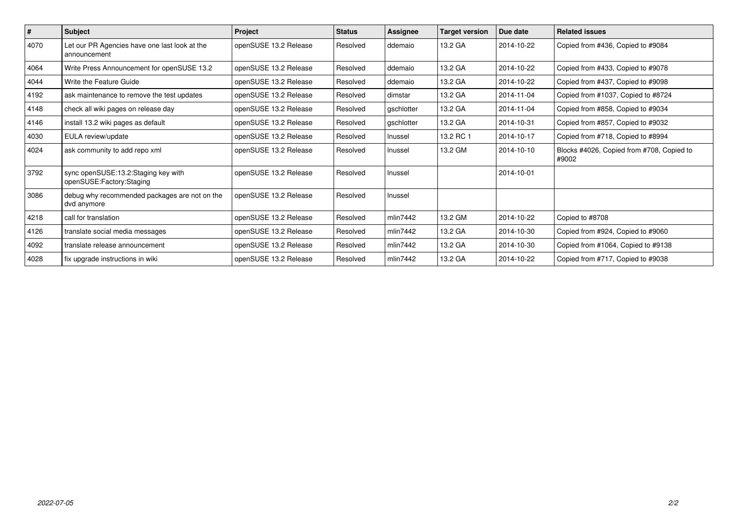| # | Subject | Project | Status | Assignee | Target version | Due date | Related issues |
|---|---|---|---|---|---|---|---|
| 4070 | Let our PR Agencies have one last look at the announcement | openSUSE 13.2 Release | Resolved | ddemaio | 13.2 GA | 2014-10-22 | Copied from #436, Copied to #9084 |
| 4064 | Write Press Announcement for openSUSE 13.2 | openSUSE 13.2 Release | Resolved | ddemaio | 13.2 GA | 2014-10-22 | Copied from #433, Copied to #9078 |
| 4044 | Write the Feature Guide | openSUSE 13.2 Release | Resolved | ddemaio | 13.2 GA | 2014-10-22 | Copied from #437, Copied to #9098 |
| 4192 | ask maintenance to remove the test updates | openSUSE 13.2 Release | Resolved | dimstar | 13.2 GA | 2014-11-04 | Copied from #1037, Copied to #8724 |
| 4148 | check all wiki pages on release day | openSUSE 13.2 Release | Resolved | gschlotter | 13.2 GA | 2014-11-04 | Copied from #858, Copied to #9034 |
| 4146 | install 13.2 wiki pages as default | openSUSE 13.2 Release | Resolved | gschlotter | 13.2 GA | 2014-10-31 | Copied from #857, Copied to #9032 |
| 4030 | EULA review/update | openSUSE 13.2 Release | Resolved | lnussel | 13.2 RC 1 | 2014-10-17 | Copied from #718, Copied to #8994 |
| 4024 | ask community to add repo xml | openSUSE 13.2 Release | Resolved | lnussel | 13.2 GM | 2014-10-10 | Blocks #4026, Copied from #708, Copied to #9002 |
| 3792 | sync openSUSE:13.2:Staging key with openSUSE:Factory:Staging | openSUSE 13.2 Release | Resolved | lnussel | | 2014-10-01 | |
| 3086 | debug why recommended packages are not on the dvd anymore | openSUSE 13.2 Release | Resolved | lnussel | | | |
| 4218 | call for translation | openSUSE 13.2 Release | Resolved | mlin7442 | 13.2 GM | 2014-10-22 | Copied to #8708 |
| 4126 | translate social media messages | openSUSE 13.2 Release | Resolved | mlin7442 | 13.2 GA | 2014-10-30 | Copied from #924, Copied to #9060 |
| 4092 | translate release announcement | openSUSE 13.2 Release | Resolved | mlin7442 | 13.2 GA | 2014-10-30 | Copied from #1064, Copied to #9138 |
| 4028 | fix upgrade instructions in wiki | openSUSE 13.2 Release | Resolved | mlin7442 | 13.2 GA | 2014-10-22 | Copied from #717, Copied to #9038 |